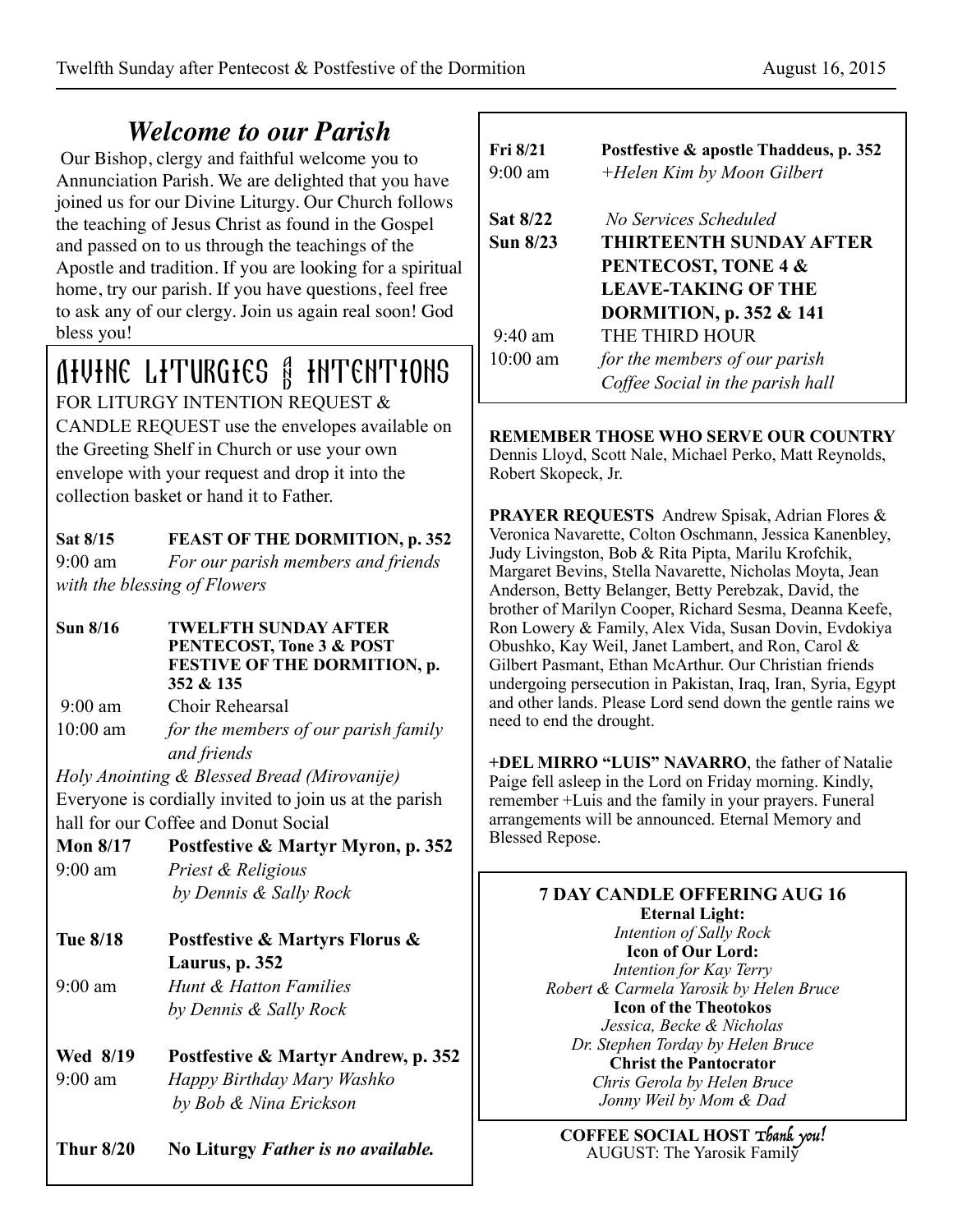# Welcome to our Parish

Our Bishop, clergy and faithful welcome you to Annunciation Parish. We are delighted that you have joined us for our Divine Liturgy. Our Church follows the teaching of Jesus Christ as found in the Gospel and passed on to us through the teachings of the Apostle and tradition. If you are looking for a spiritual home, try our parish. If you have questions, feel free to ask any of our clergy. Join us again real soon! God bless you!

## Divine Liturgies and Intentions

FOR LITURGY INTENTION REQUEST & CANDLE REQUEST use the envelopes available on the Greeting Shelf in Church or use your own envelope with your request and drop it into the collection basket or hand it to Father.

**Sat 8/15** **FEAST OF THE DORMITION, p. 352**
9:00 am *For our parish members and friends with the blessing of Flowers*

**Sun 8/16** **TWELFTH SUNDAY AFTER PENTECOST, Tone 3 & POST FESTIVE OF THE DORMITION, p. 352 & 135**
9:00 am Choir Rehearsal
10:00 am *for the members of our parish family and friends*
*Holy Anointing & Blessed Bread (Mirovanije)*
Everyone is cordially invited to join us at the parish hall for our Coffee and Donut Social

**Mon 8/17** **Postfestive & Martyr Myron, p. 352**
9:00 am *Priest & Religious by Dennis & Sally Rock*

**Tue 8/18** **Postfestive & Martyrs Florus & Laurus, p. 352**
9:00 am *Hunt & Hatton Families by Dennis & Sally Rock*

**Wed 8/19** **Postfestive & Martyr Andrew, p. 352**
9:00 am *Happy Birthday Mary Washko by Bob & Nina Erickson*

**Thur 8/20** **No Liturgy** ***Father is no available.***

**Fri 8/21** **Postfestive & apostle Thaddeus, p. 352**
9:00 am *+Helen Kim by Moon Gilbert*

**Sat 8/22** *No Services Scheduled*

**Sun 8/23** **THIRTEENTH SUNDAY AFTER PENTECOST, TONE 4 & LEAVE-TAKING OF THE DORMITION, p. 352 & 141**
9:40 am THE THIRD HOUR
10:00 am *for the members of our parish*
*Coffee Social in the parish hall*

**REMEMBER THOSE WHO SERVE OUR COUNTRY** Dennis Lloyd, Scott Nale, Michael Perko, Matt Reynolds, Robert Skopeck, Jr.

**PRAYER REQUESTS** Andrew Spisak, Adrian Flores & Veronica Navarette, Colton Oschmann, Jessica Kanenbley, Judy Livingston, Bob & Rita Pipta, Marilu Krofchik, Margaret Bevins, Stella Navarette, Nicholas Moyta, Jean Anderson, Betty Belanger, Betty Perebzak, David, the brother of Marilyn Cooper, Richard Sesma, Deanna Keefe, Ron Lowery & Family, Alex Vida, Susan Dovin, Evdokiya Obushko, Kay Weil, Janet Lambert, and Ron, Carol & Gilbert Pasmant, Ethan McArthur. Our Christian friends undergoing persecution in Pakistan, Iraq, Iran, Syria, Egypt and other lands. Please Lord send down the gentle rains we need to end the drought.

**+DEL MIRRO "LUIS" NAVARRO**, the father of Natalie Paige fell asleep in the Lord on Friday morning. Kindly, remember +Luis and the family in your prayers. Funeral arrangements will be announced. Eternal Memory and Blessed Repose.

**7 DAY CANDLE OFFERING AUG 16**

**Eternal Light:**
*Intention of Sally Rock*

**Icon of Our Lord:**
*Intention for Kay Terry*
*Robert & Carmela Yarosik by Helen Bruce*

**Icon of the Theotokos**
*Jessica, Becke & Nicholas*
*Dr. Stephen Torday by Helen Bruce*

**Christ the Pantocrator**
*Chris Gerola by Helen Bruce*
*Jonny Weil by Mom & Dad*

**COFFEE SOCIAL HOST** *Thank you!*
AUGUST: The Yarosik Family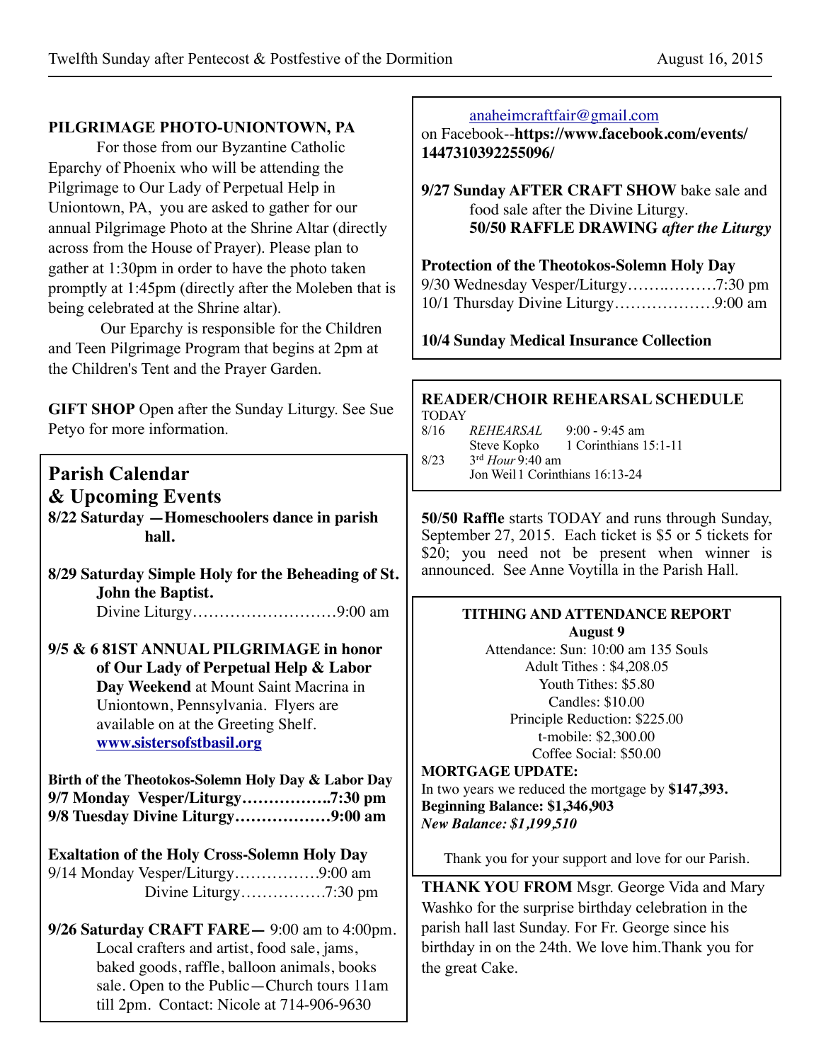**PILGRIMAGE PHOTO-UNIONTOWN, PA**

For those from our Byzantine Catholic Eparchy of Phoenix who will be attending the Pilgrimage to Our Lady of Perpetual Help in Uniontown, PA, you are asked to gather for our annual Pilgrimage Photo at the Shrine Altar (directly across from the House of Prayer). Please plan to gather at 1:30pm in order to have the photo taken promptly at 1:45pm (directly after the Moleben that is being celebrated at the Shrine altar).

Our Eparchy is responsible for the Children and Teen Pilgrimage Program that begins at 2pm at the Children's Tent and the Prayer Garden.

**GIFT SHOP** Open after the Sunday Liturgy. See Sue Petyo for more information.

## Parish Calendar & Upcoming Events

**8/22 Saturday —Homeschoolers dance in parish hall.**

**8/29 Saturday Simple Holy for the Beheading of St. John the Baptist.**
Divine Liturgy………………………9:00 am

**9/5 & 6 81ST ANNUAL PILGRIMAGE in honor of Our Lady of Perpetual Help & Labor Day Weekend** at Mount Saint Macrina in Uniontown, Pennsylvania. Flyers are available on at the Greeting Shelf. **www.sistersofstbasil.org**

**Birth of the Theotokos-Solemn Holy Day & Labor Day**
**9/7 Monday Vesper/Liturgy…………….7:30 pm**
**9/8 Tuesday Divine Liturgy………………9:00 am**

**Exaltation of the Holy Cross-Solemn Holy Day**
9/14 Monday Vesper/Liturgy……………9:00 am
Divine Liturgy…………….7:30 pm

**9/26 Saturday CRAFT FARE—** 9:00 am to 4:00pm. Local crafters and artist, food sale, jams, baked goods, raffle, balloon animals, books sale. Open to the Public—Church tours 11am till 2pm. Contact: Nicole at 714-906-9630 anaheimcraftfair@gmail.com on Facebook--**https://www.facebook.com/events/1447310392255096/**

**9/27 Sunday AFTER CRAFT SHOW** bake sale and food sale after the Divine Liturgy.
**50/50 RAFFLE DRAWING *after the Liturgy***

**Protection of the Theotokos-Solemn Holy Day**
9/30 Wednesday Vesper/Liturgy………………7:30 pm
10/1 Thursday Divine Liturgy……………….9:00 am

**10/4 Sunday Medical Insurance Collection**

**READER/CHOIR REHEARSAL SCHEDULE**

TODAY
8/16 *REHEARSAL* 9:00 - 9:45 am
Steve Kopko 1 Corinthians 15:1-11
8/23 3rd *Hour* 9:40 am
Jon Weil 1 Corinthians 16:13-24

**50/50 Raffle** starts TODAY and runs through Sunday, September 27, 2015. Each ticket is $5 or 5 tickets for $20; you need not be present when winner is announced. See Anne Voytilla in the Parish Hall.

**TITHING AND ATTENDANCE REPORT**
**August 9**
Attendance: Sun: 10:00 am 135 Souls
Adult Tithes : $4,208.05
Youth Tithes: $5.80
Candles: $10.00
Principle Reduction: $225.00
t-mobile: $2,300.00
Coffee Social: $50.00

**MORTGAGE UPDATE:**
In two years we reduced the mortgage by **$147,393.**
**Beginning Balance: $1,346,903**
***New Balance: $1,199,510***

Thank you for your support and love for our Parish.

**THANK YOU FROM** Msgr. George Vida and Mary Washko for the surprise birthday celebration in the parish hall last Sunday. For Fr. George since his birthday in on the 24th. We love him.Thank you for the great Cake.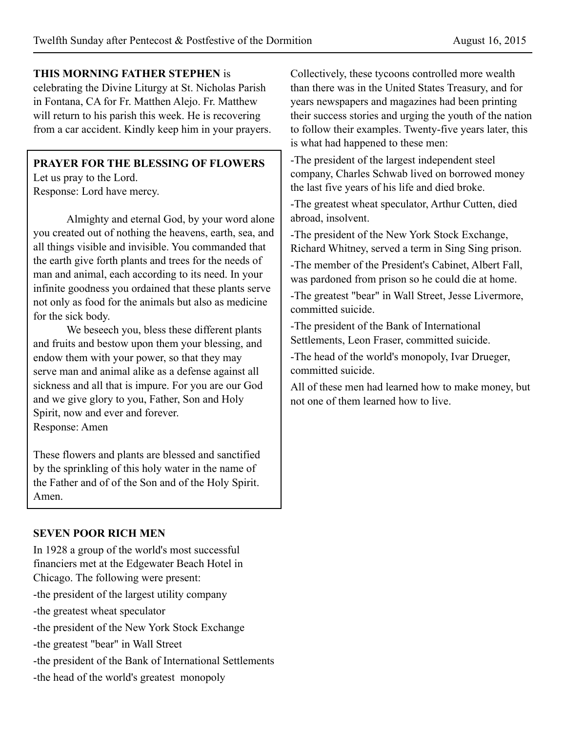**THIS MORNING FATHER STEPHEN** is celebrating the Divine Liturgy at St. Nicholas Parish in Fontana, CA for Fr. Matthen Alejo. Fr. Matthew will return to his parish this week. He is recovering from a car accident. Kindly keep him in your prayers.

**PRAYER FOR THE BLESSING OF FLOWERS**

Let us pray to the Lord.
Response: Lord have mercy.

Almighty and eternal God, by your word alone you created out of nothing the heavens, earth, sea, and all things visible and invisible. You commanded that the earth give forth plants and trees for the needs of man and animal, each according to its need. In your infinite goodness you ordained that these plants serve not only as food for the animals but also as medicine for the sick body.

We beseech you, bless these different plants and fruits and bestow upon them your blessing, and endow them with your power, so that they may serve man and animal alike as a defense against all sickness and all that is impure. For you are our God and we give glory to you, Father, Son and Holy Spirit, now and ever and forever.
Response: Amen

These flowers and plants are blessed and sanctified by the sprinkling of this holy water in the name of the Father and of of the Son and of the Holy Spirit. Amen.

**SEVEN POOR RICH MEN**

In 1928 a group of the world's most successful financiers met at the Edgewater Beach Hotel in Chicago. The following were present:

-the president of the largest utility company

-the greatest wheat speculator

-the president of the New York Stock Exchange

-the greatest "bear" in Wall Street

-the president of the Bank of International Settlements

-the head of the world's greatest monopoly

Collectively, these tycoons controlled more wealth than there was in the United States Treasury, and for years newspapers and magazines had been printing their success stories and urging the youth of the nation to follow their examples. Twenty-five years later, this is what had happened to these men:

-The president of the largest independent steel company, Charles Schwab lived on borrowed money the last five years of his life and died broke.

-The greatest wheat speculator, Arthur Cutten, died abroad, insolvent.

-The president of the New York Stock Exchange, Richard Whitney, served a term in Sing Sing prison.

-The member of the President's Cabinet, Albert Fall, was pardoned from prison so he could die at home.

-The greatest "bear" in Wall Street, Jesse Livermore, committed suicide.

-The president of the Bank of International Settlements, Leon Fraser, committed suicide.

-The head of the world's monopoly, Ivar Drueger, committed suicide.

All of these men had learned how to make money, but not one of them learned how to live.